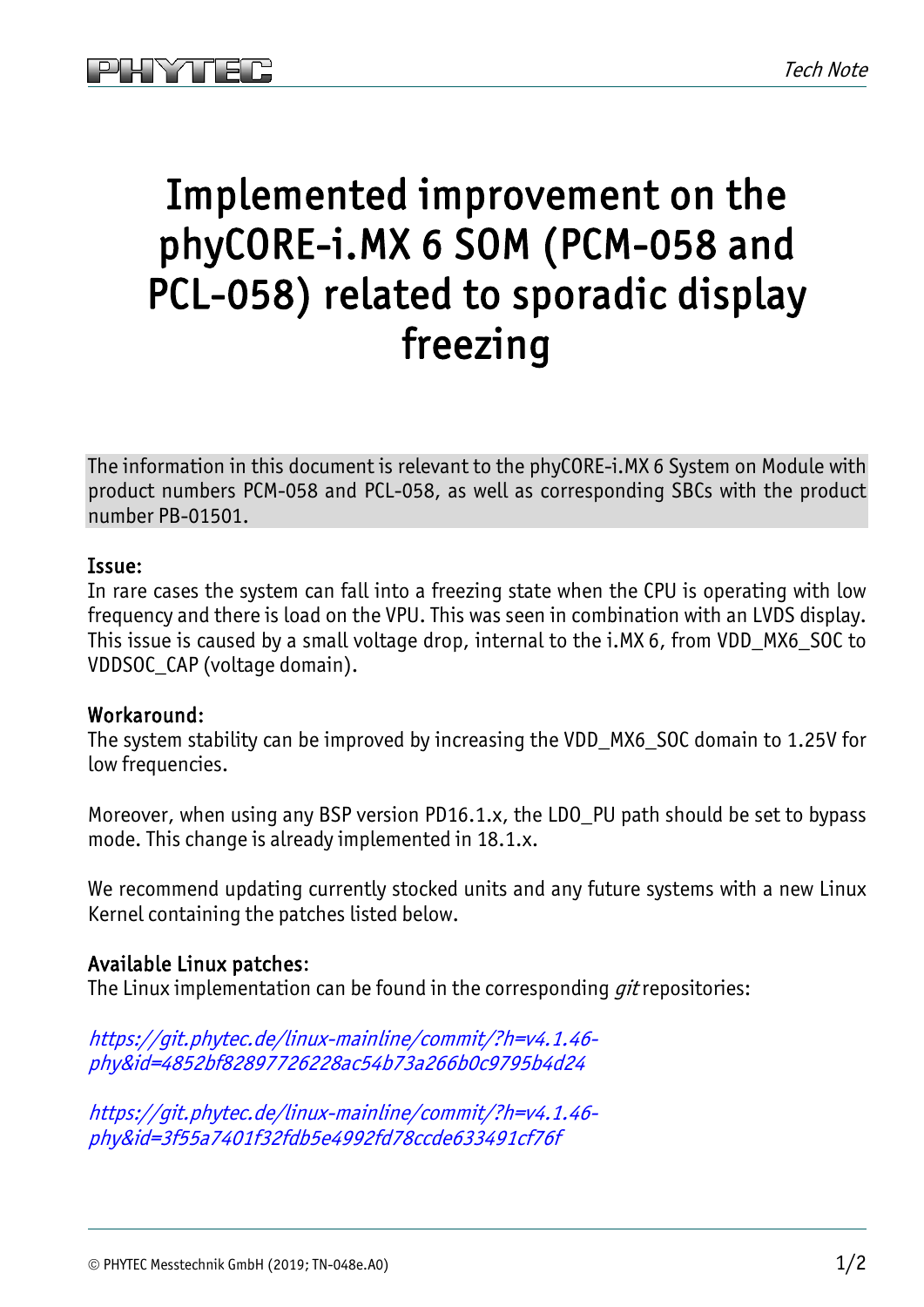# Implemented improvement on the phyCORE-i.MX 6 SOM (PCM-058 and PCL-058) related to sporadic display freezing

The information in this document is relevant to the phyCORE-i.MX 6 System on Module with product numbers PCM-058 and PCL-058, as well as corresponding SBCs with the product number PB-01501.

## Issue:

In rare cases the system can fall into a freezing state when the CPU is operating with low frequency and there is load on the VPU. This was seen in combination with an LVDS display. This issue is caused by a small voltage drop, internal to the i.MX 6, from VDD_MX6_SOC to VDDSOC_CAP (voltage domain).

## Workaround:

The system stability can be improved by increasing the VDD_MX6_SOC domain to 1.25V for low frequencies.

Moreover, when using any BSP version PD16.1.x, the LDO_PU path should be set to bypass mode. This change is already implemented in 18.1.x.

We recommend updating currently stocked units and any future systems with a new Linux Kernel containing the patches listed below.

## Available Linux patches:

The Linux implementation can be found in the corresponding *git* repositories:

*https://git.phytec.de/linux-mainline/commit/?h=v4.1.46-phy&id=4852bf82897726228ac54b73a266b0c9795b4d24*

*https://git.phytec.de/linux-mainline/commit/?h=v4.1.46-phy&id=3f55a7401f32fdb5e4992fd78ccde633491cf76f*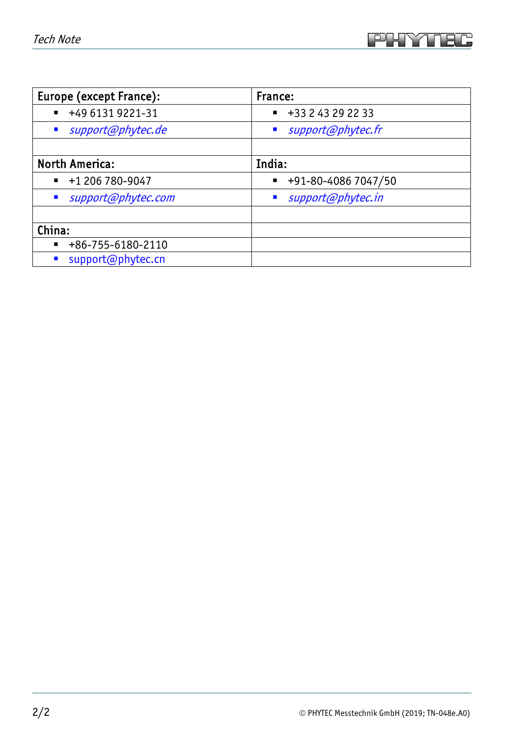| Europe (except France): | France: |
|---|---|
| ▪ +49 6131 9221-31 | ▪ +33 2 43 29 22 33 |
| ▪ *support@phytec.de* | ▪ *support@phytec.fr* |
| | |
| **North America:** | **India:** |
| ▪ +1 206 780-9047 | ▪ +91-80-4086 7047/50 |
| ▪ *support@phytec.com* | ▪ *support@phytec.in* |
| | |
| **China:** | |
| ▪ +86-755-6180-2110 | |
| ▪ support@phytec.cn | |

© PHYTEC Messtechnik GmbH (2019; TN-048e.A0)